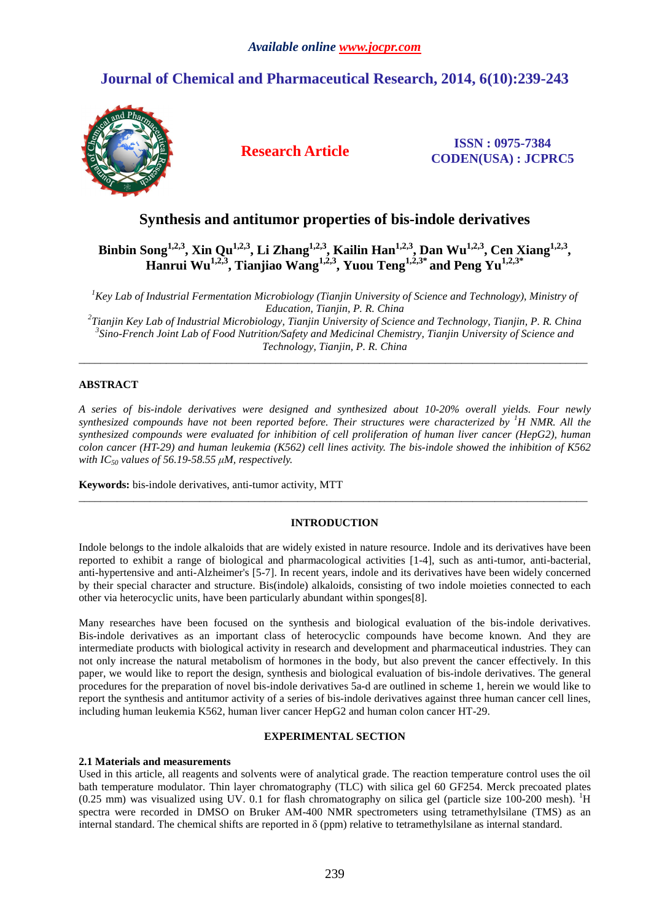Available online www.jocpr.com

# Journal of Chemical and Pharmaceutical Research, 2014, 6(10):239-243

**Research Article**

**ISSN : 0975-7384**
**CODEN(USA) : JCPRC5**

# Synthesis and antitumor properties of bis-indole derivatives

**Binbin Song[1,2,3], Xin Qu[1,2,3], Li Zhang[1,2,3], Kailin Han[1,2,3], Dan Wu[1,2,3], Cen Xiang[1,2,3], Hanrui Wu[1,2,3], Tianjiao Wang[1,2,3], Yuou Teng[1,2,3*] and Peng Yu[1,2,3*]**

*[1]Key Lab of Industrial Fermentation Microbiology (Tianjin University of Science and Technology), Ministry of Education, Tianjin, P. R. China*
*[2]Tianjin Key Lab of Industrial Microbiology, Tianjin University of Science and Technology, Tianjin, P. R. China*
*[3]Sino-French Joint Lab of Food Nutrition/Safety and Medicinal Chemistry, Tianjin University of Science and Technology, Tianjin, P. R. China*

---

## ABSTRACT

*A series of bis-indole derivatives were designed and synthesized about 10-20% overall yields. Four newly synthesized compounds have not been reported before. Their structures were characterized by $^{1}H$ NMR. All the synthesized compounds were evaluated for inhibition of cell proliferation of human liver cancer (HepG2), human colon cancer (HT-29) and human leukemia (K562) cell lines activity. The bis-indole showed the inhibition of K562 with $IC_{50}$ values of 56.19-58.55 μM, respectively.*

**Keywords:** bis-indole derivatives, anti-tumor activity, MTT

---

## INTRODUCTION

Indole belongs to the indole alkaloids that are widely existed in nature resource. Indole and its derivatives have been reported to exhibit a range of biological and pharmacological activities [1-4], such as anti-tumor, anti-bacterial, anti-hypertensive and anti-Alzheimer's [5-7]. In recent years, indole and its derivatives have been widely concerned by their special character and structure. Bis(indole) alkaloids, consisting of two indole moieties connected to each other via heterocyclic units, have been particularly abundant within sponges[8].

Many researches have been focused on the synthesis and biological evaluation of the bis-indole derivatives. Bis-indole derivatives as an important class of heterocyclic compounds have become known. And they are intermediate products with biological activity in research and development and pharmaceutical industries. They can not only increase the natural metabolism of hormones in the body, but also prevent the cancer effectively. In this paper, we would like to report the design, synthesis and biological evaluation of bis-indole derivatives. The general procedures for the preparation of novel bis-indole derivatives 5a-d are outlined in scheme 1, herein we would like to report the synthesis and antitumor activity of a series of bis-indole derivatives against three human cancer cell lines, including human leukemia K562, human liver cancer HepG2 and human colon cancer HT-29.

## EXPERIMENTAL SECTION

### 2.1 Materials and measurements

Used in this article, all reagents and solvents were of analytical grade. The reaction temperature control uses the oil bath temperature modulator. Thin layer chromatography (TLC) with silica gel 60 GF254. Merck precoated plates (0.25 mm) was visualized using UV. 0.1 for flash chromatography on silica gel (particle size 100-200 mesh). $^{1}H$ spectra were recorded in DMSO on Bruker AM-400 NMR spectrometers using tetramethylsilane (TMS) as an internal standard. The chemical shifts are reported in δ (ppm) relative to tetramethylsilane as internal standard.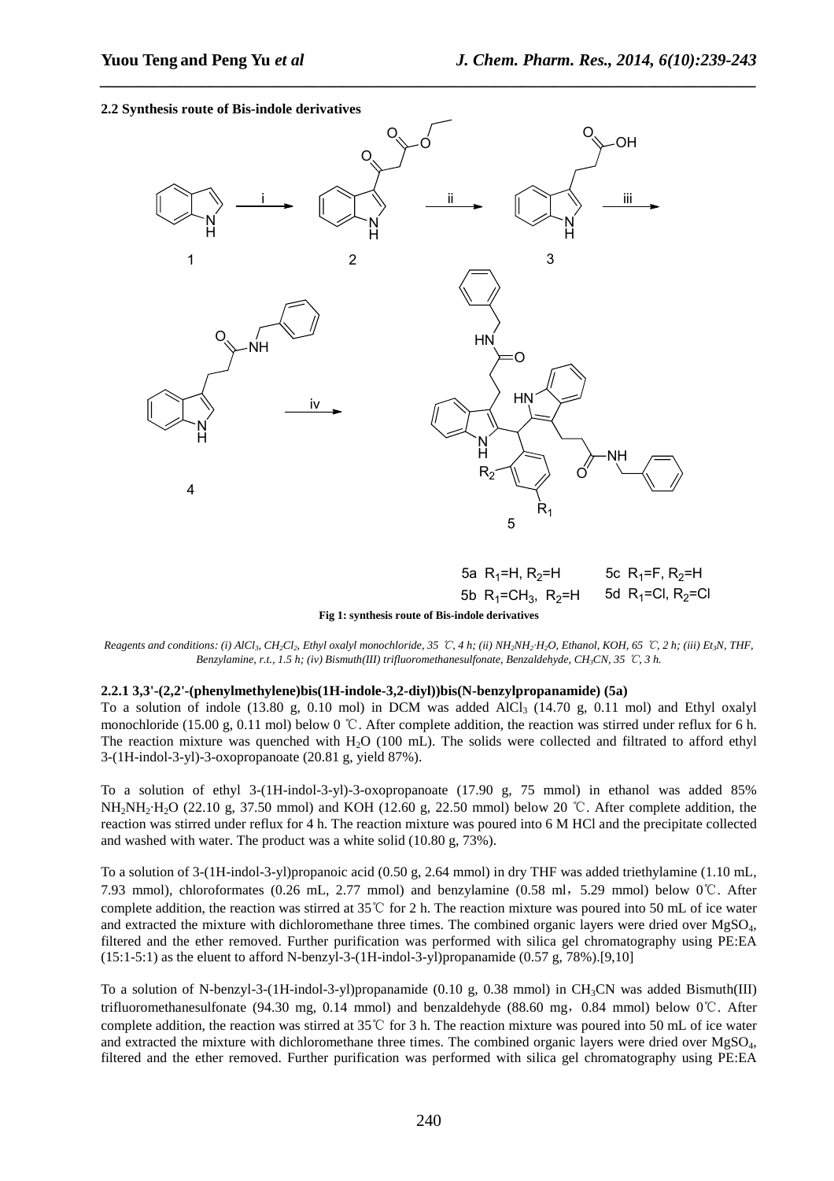**2.2 Synthesis route of Bis-indole derivatives**

5a $R_1$=H, $R_2$=H  5c $R_1$=F, $R_2$=H

5b $R_1$=$CH_3$, $R_2$=H  5d $R_1$=Cl, $R_2$=Cl

**Fig 1: synthesis route of Bis-indole derivatives**

*Reagents and conditions: (i) $AlCl_3$, $CH_2Cl_2$, Ethyl oxalyl monochloride, 35 ℃, 4 h; (ii) $NH_2NH_2·H_2O$, Ethanol, KOH, 65 ℃, 2 h; (iii) $Et_3N$, THF, Benzylamine, r.t., 1.5 h; (iv) Bismuth(III) trifluoromethanesulfonate, Benzaldehyde, $CH_3CN$, 35 ℃, 3 h.*

**2.2.1 3,3'-(2,2'-(phenylmethylene)bis(1H-indole-3,2-diyl))bis(N-benzylpropanamide) (5a)**

To a solution of indole (13.80 g, 0.10 mol) in DCM was added $AlCl_3$ (14.70 g, 0.11 mol) and Ethyl oxalyl monochloride (15.00 g, 0.11 mol) below 0 ℃. After complete addition, the reaction was stirred under reflux for 6 h. The reaction mixture was quenched with $H_2O$ (100 mL). The solids were collected and filtrated to afford ethyl 3-(1H-indol-3-yl)-3-oxopropanoate (20.81 g, yield 87%).

To a solution of ethyl 3-(1H-indol-3-yl)-3-oxopropanoate (17.90 g, 75 mmol) in ethanol was added 85% $NH_2NH_2·H_2O$ (22.10 g, 37.50 mmol) and KOH (12.60 g, 22.50 mmol) below 20 ℃. After complete addition, the reaction was stirred under reflux for 4 h. The reaction mixture was poured into 6 M HCl and the precipitate collected and washed with water. The product was a white solid (10.80 g, 73%).

To a solution of 3-(1H-indol-3-yl)propanoic acid (0.50 g, 2.64 mmol) in dry THF was added triethylamine (1.10 mL, 7.93 mmol), chloroformates (0.26 mL, 2.77 mmol) and benzylamine (0.58 ml，5.29 mmol) below 0℃. After complete addition, the reaction was stirred at 35℃ for 2 h. The reaction mixture was poured into 50 mL of ice water and extracted the mixture with dichloromethane three times. The combined organic layers were dried over $MgSO_4$, filtered and the ether removed. Further purification was performed with silica gel chromatography using PE:EA (15:1-5:1) as the eluent to afford N-benzyl-3-(1H-indol-3-yl)propanamide (0.57 g, 78%).[9,10]

To a solution of N-benzyl-3-(1H-indol-3-yl)propanamide (0.10 g, 0.38 mmol) in $CH_3CN$ was added Bismuth(III) trifluoromethanesulfonate (94.30 mg, 0.14 mmol) and benzaldehyde (88.60 mg，0.84 mmol) below 0℃. After complete addition, the reaction was stirred at 35℃ for 3 h. The reaction mixture was poured into 50 mL of ice water and extracted the mixture with dichloromethane three times. The combined organic layers were dried over $MgSO_4$, filtered and the ether removed. Further purification was performed with silica gel chromatography using PE:EA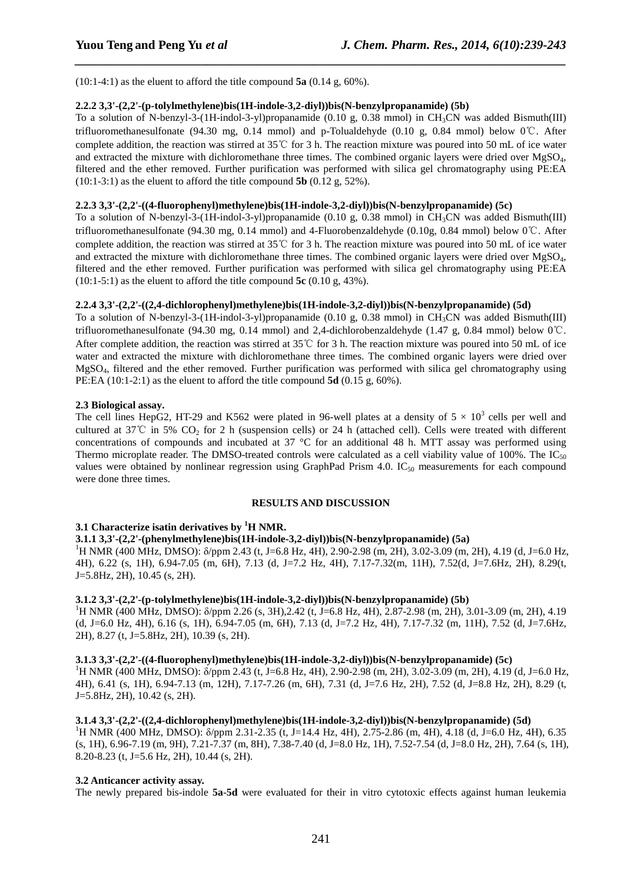(10:1-4:1) as the eluent to afford the title compound **5a** (0.14 g, 60%).

#### 2.2.2 3,3'-(2,2'-(p-tolylmethylene)bis(1H-indole-3,2-diyl))bis(N-benzylpropanamide) (5b)

To a solution of N-benzyl-3-(1H-indol-3-yl)propanamide (0.10 g, 0.38 mmol) in $CH_3CN$ was added Bismuth(III) trifluoromethanesulfonate (94.30 mg, 0.14 mmol) and p-Tolualdehyde (0.10 g, 0.84 mmol) below 0℃. After complete addition, the reaction was stirred at 35℃ for 3 h. The reaction mixture was poured into 50 mL of ice water and extracted the mixture with dichloromethane three times. The combined organic layers were dried over $MgSO_4$, filtered and the ether removed. Further purification was performed with silica gel chromatography using PE:EA (10:1-3:1) as the eluent to afford the title compound **5b** (0.12 g, 52%).

#### 2.2.3 3,3'-(2,2'-((4-fluorophenyl)methylene)bis(1H-indole-3,2-diyl))bis(N-benzylpropanamide) (5c)

To a solution of N-benzyl-3-(1H-indol-3-yl)propanamide (0.10 g, 0.38 mmol) in $CH_3CN$ was added Bismuth(III) trifluoromethanesulfonate (94.30 mg, 0.14 mmol) and 4-Fluorobenzaldehyde (0.10g, 0.84 mmol) below 0℃. After complete addition, the reaction was stirred at 35℃ for 3 h. The reaction mixture was poured into 50 mL of ice water and extracted the mixture with dichloromethane three times. The combined organic layers were dried over $MgSO_4$, filtered and the ether removed. Further purification was performed with silica gel chromatography using PE:EA (10:1-5:1) as the eluent to afford the title compound **5c** (0.10 g, 43%).

#### 2.2.4 3,3'-(2,2'-((2,4-dichlorophenyl)methylene)bis(1H-indole-3,2-diyl))bis(N-benzylpropanamide) (5d)

To a solution of N-benzyl-3-(1H-indol-3-yl)propanamide (0.10 g, 0.38 mmol) in $CH_3CN$ was added Bismuth(III) trifluoromethanesulfonate (94.30 mg, 0.14 mmol) and 2,4-dichlorobenzaldehyde (1.47 g, 0.84 mmol) below 0℃. After complete addition, the reaction was stirred at 35℃ for 3 h. The reaction mixture was poured into 50 mL of ice water and extracted the mixture with dichloromethane three times. The combined organic layers were dried over $MgSO_4$, filtered and the ether removed. Further purification was performed with silica gel chromatography using PE:EA (10:1-2:1) as the eluent to afford the title compound **5d** (0.15 g, 60%).

### 2.3 Biological assay.

The cell lines HepG2, HT-29 and K562 were plated in 96-well plates at a density of $5 \times 10^3$ cells per well and cultured at 37℃ in 5% $CO_2$ for 2 h (suspension cells) or 24 h (attached cell). Cells were treated with different concentrations of compounds and incubated at 37 °C for an additional 48 h. MTT assay was performed using Thermo microplate reader. The DMSO-treated controls were calculated as a cell viability value of 100%. The $IC_{50}$ values were obtained by nonlinear regression using GraphPad Prism 4.0. $IC_{50}$ measurements for each compound were done three times.

## RESULTS AND DISCUSSION

### 3.1 Characterize isatin derivatives by $^1H$ NMR.

#### 3.1.1 3,3'-(2,2'-(phenylmethylene)bis(1H-indole-3,2-diyl))bis(N-benzylpropanamide) (5a)

$^1H$ NMR (400 MHz, DMSO): δ/ppm 2.43 (t, J=6.8 Hz, 4H), 2.90-2.98 (m, 2H), 3.02-3.09 (m, 2H), 4.19 (d, J=6.0 Hz, 4H), 6.22 (s, 1H), 6.94-7.05 (m, 6H), 7.13 (d, J=7.2 Hz, 4H), 7.17-7.32(m, 11H), 7.52(d, J=7.6Hz, 2H), 8.29(t, J=5.8Hz, 2H), 10.45 (s, 2H).

#### 3.1.2 3,3'-(2,2'-(p-tolylmethylene)bis(1H-indole-3,2-diyl))bis(N-benzylpropanamide) (5b)

$^1H$ NMR (400 MHz, DMSO): δ/ppm 2.26 (s, 3H),2.42 (t, J=6.8 Hz, 4H), 2.87-2.98 (m, 2H), 3.01-3.09 (m, 2H), 4.19 (d, J=6.0 Hz, 4H), 6.16 (s, 1H), 6.94-7.05 (m, 6H), 7.13 (d, J=7.2 Hz, 4H), 7.17-7.32 (m, 11H), 7.52 (d, J=7.6Hz, 2H), 8.27 (t, J=5.8Hz, 2H), 10.39 (s, 2H).

#### 3.1.3 3,3'-(2,2'-((4-fluorophenyl)methylene)bis(1H-indole-3,2-diyl))bis(N-benzylpropanamide) (5c)

$^1H$ NMR (400 MHz, DMSO): δ/ppm 2.43 (t, J=6.8 Hz, 4H), 2.90-2.98 (m, 2H), 3.02-3.09 (m, 2H), 4.19 (d, J=6.0 Hz, 4H), 6.41 (s, 1H), 6.94-7.13 (m, 12H), 7.17-7.26 (m, 6H), 7.31 (d, J=7.6 Hz, 2H), 7.52 (d, J=8.8 Hz, 2H), 8.29 (t, J=5.8Hz, 2H), 10.42 (s, 2H).

#### 3.1.4 3,3'-(2,2'-((2,4-dichlorophenyl)methylene)bis(1H-indole-3,2-diyl))bis(N-benzylpropanamide) (5d)

$^1H$ NMR (400 MHz, DMSO): δ/ppm 2.31-2.35 (t, J=14.4 Hz, 4H), 2.75-2.86 (m, 4H), 4.18 (d, J=6.0 Hz, 4H), 6.35 (s, 1H), 6.96-7.19 (m, 9H), 7.21-7.37 (m, 8H), 7.38-7.40 (d, J=8.0 Hz, 1H), 7.52-7.54 (d, J=8.0 Hz, 2H), 7.64 (s, 1H), 8.20-8.23 (t, J=5.6 Hz, 2H), 10.44 (s, 2H).

### 3.2 Anticancer activity assay.

The newly prepared bis-indole **5a**-**5d** were evaluated for their in vitro cytotoxic effects against human leukemia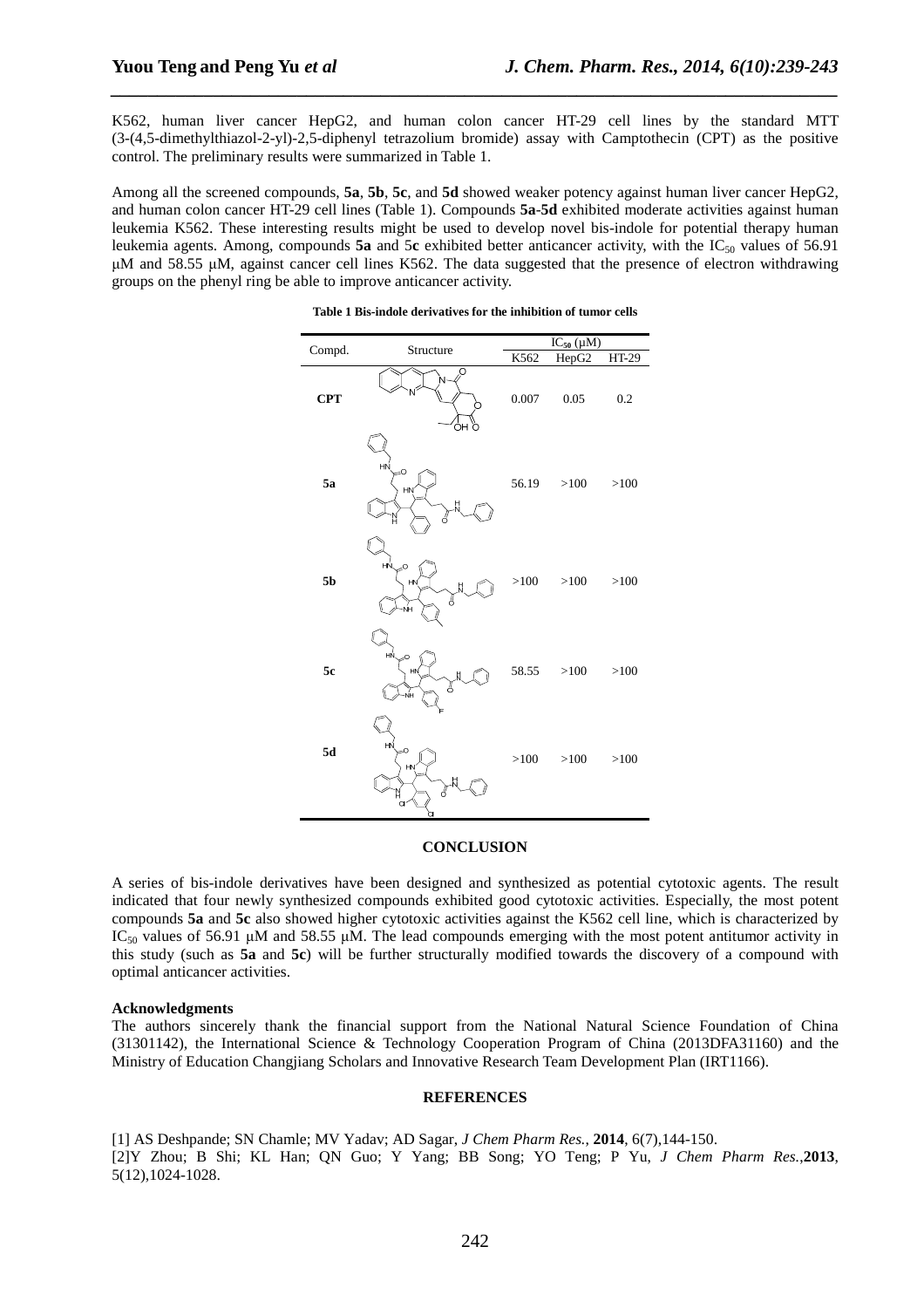K562, human liver cancer HepG2, and human colon cancer HT-29 cell lines by the standard MTT (3-(4,5-dimethylthiazol-2-yl)-2,5-diphenyl tetrazolium bromide) assay with Camptothecin (CPT) as the positive control. The preliminary results were summarized in Table 1.

Among all the screened compounds, **5a**, **5b**, **5c**, and **5d** showed weaker potency against human liver cancer HepG2, and human colon cancer HT-29 cell lines (Table 1). Compounds **5a**-**5d** exhibited moderate activities against human leukemia K562. These interesting results might be used to develop novel bis-indole for potential therapy human leukemia agents. Among, compounds **5a** and 5**c** exhibited better anticancer activity, with the $IC_{50}$ values of 56.91 μM and 58.55 μM, against cancer cell lines K562. The data suggested that the presence of electron withdrawing groups on the phenyl ring be able to improve anticancer activity.

**Table 1 Bis-indole derivatives for the inhibition of tumor cells**

| Compd. | Structure | $IC_{50}$ (μM) | | |
|---|---|---|---|---|
| | | K562 | HepG2 | HT-29 |
| **CPT** | | 0.007 | 0.05 | 0.2 |
| **5a** | | 56.19 | >100 | >100 |
| **5b** | | >100 | >100 | >100 |
| **5c** | | 58.55 | >100 | >100 |
| **5d** | | >100 | >100 | >100 |

## CONCLUSION

A series of bis-indole derivatives have been designed and synthesized as potential cytotoxic agents. The result indicated that four newly synthesized compounds exhibited good cytotoxic activities. Especially, the most potent compounds **5a** and **5c** also showed higher cytotoxic activities against the K562 cell line, which is characterized by $IC_{50}$ values of 56.91 μM and 58.55 μM. The lead compounds emerging with the most potent antitumor activity in this study (such as **5a** and **5c**) will be further structurally modified towards the discovery of a compound with optimal anticancer activities.

**Acknowledgments**

The authors sincerely thank the financial support from the National Natural Science Foundation of China (31301142), the International Science & Technology Cooperation Program of China (2013DFA31160) and the Ministry of Education Changjiang Scholars and Innovative Research Team Development Plan (IRT1166).

## REFERENCES

[1] AS Deshpande; SN Chamle; MV Yadav; AD Sagar, *J Chem Pharm Res.*, **2014**, 6(7),144-150.

[2]Y Zhou; B Shi; KL Han; QN Guo; Y Yang; BB Song; YO Teng; P Yu, *J Chem Pharm Res.*,**2013**, 5(12),1024-1028.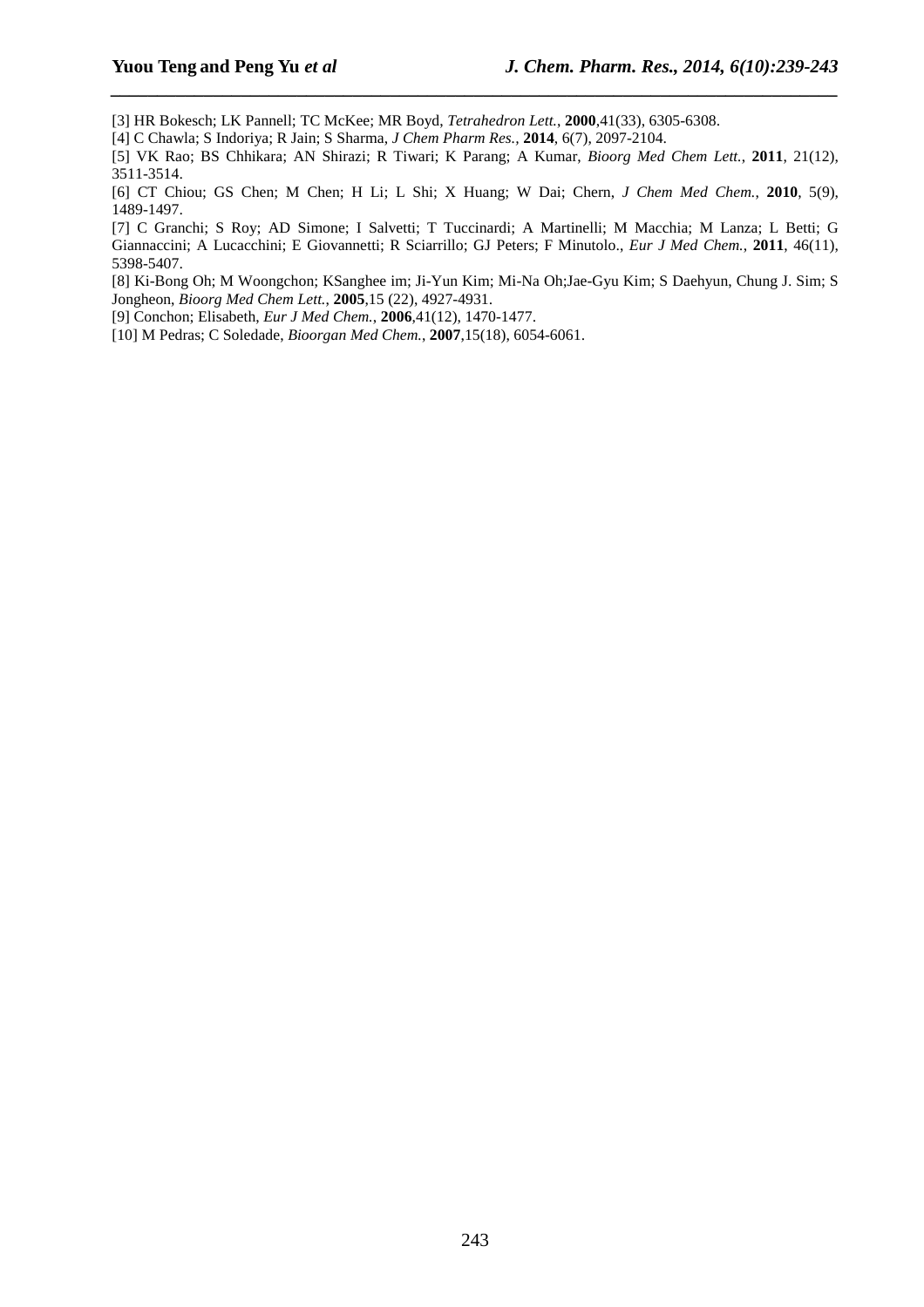[3] HR Bokesch; LK Pannell; TC McKee; MR Boyd, *Tetrahedron Lett.*, **2000**,41(33), 6305-6308.

[4] C Chawla; S Indoriya; R Jain; S Sharma, *J Chem Pharm Res.*, **2014**, 6(7), 2097-2104.

[5] VK Rao; BS Chhikara; AN Shirazi; R Tiwari; K Parang; A Kumar, *Bioorg Med Chem Lett.*, **2011**, 21(12), 3511-3514.

[6] CT Chiou; GS Chen; M Chen; H Li; L Shi; X Huang; W Dai; Chern, *J Chem Med Chem.*, **2010**, 5(9), 1489-1497.

[7] C Granchi; S Roy; AD Simone; I Salvetti; T Tuccinardi; A Martinelli; M Macchia; M Lanza; L Betti; G Giannaccini; A Lucacchini; E Giovannetti; R Sciarrillo; GJ Peters; F Minutolo., *Eur J Med Chem.*, **2011**, 46(11), 5398-5407.

[8] Ki-Bong Oh; M Woongchon; KSanghee im; Ji-Yun Kim; Mi-Na Oh;Jae-Gyu Kim; S Daehyun, Chung J. Sim; S Jongheon, *Bioorg Med Chem Lett.*, **2005**,15 (22), 4927-4931.

[9] Conchon; Elisabeth, *Eur J Med Chem.*, **2006**,41(12), 1470-1477.

[10] M Pedras; C Soledade, *Bioorgan Med Chem.*, **2007**,15(18), 6054-6061.